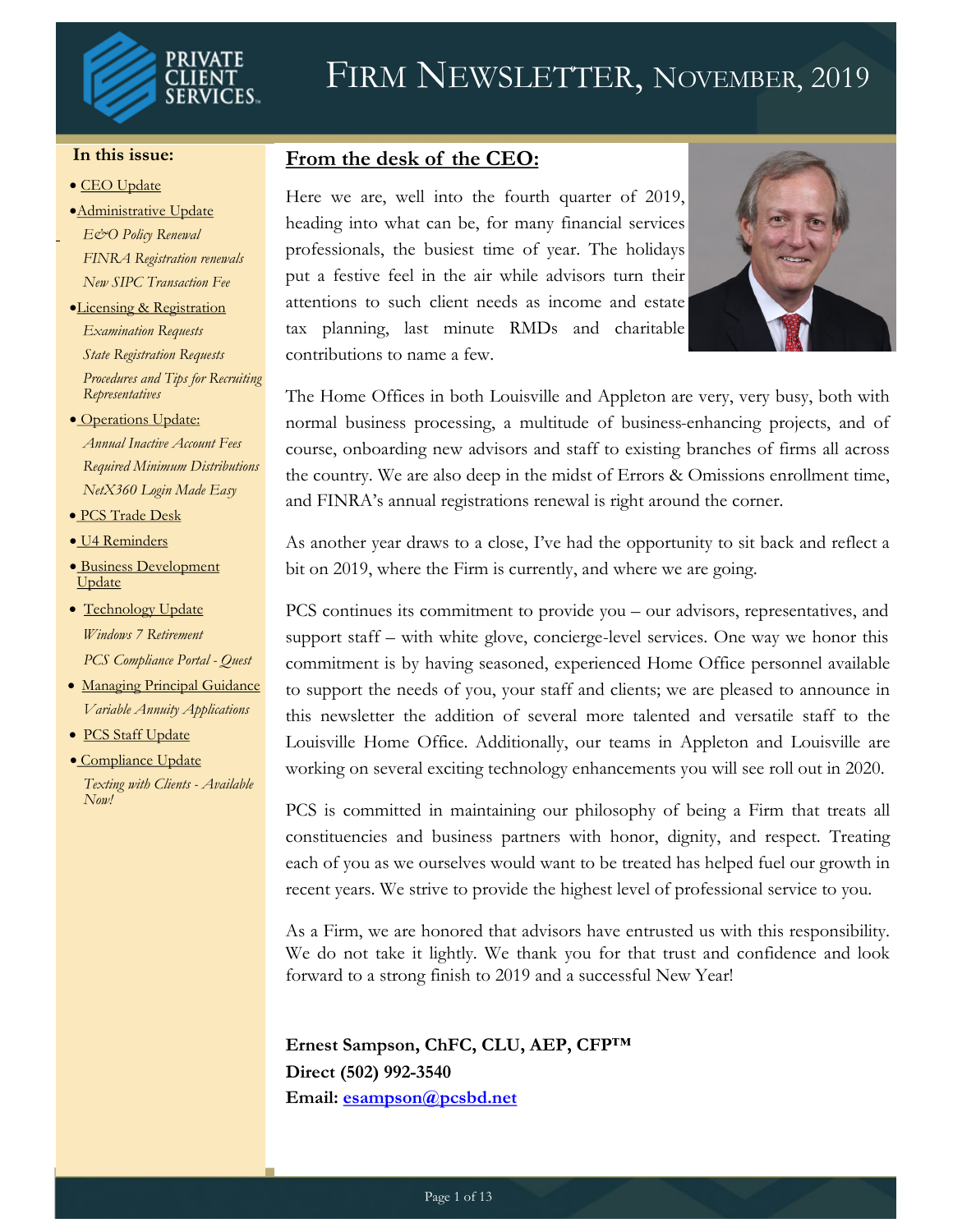# FIRM NEWSLETTER, NOVEMBER, 2019

**In this issue:**

- CEO Update
- Administrative Update
  - *E&O Policy Renewal*
  - *FINRA Registration renewals*
  - *New SIPC Transaction Fee*
- Licensing & Registration
  - *Examination Requests*
  - *State Registration Requests*
  - *Procedures and Tips for Recruiting Representatives*
- Operations Update:
  - *Annual Inactive Account Fees*
  - *Required Minimum Distributions*
  - *NetX360 Login Made Easy*
- PCS Trade Desk
- U4 Reminders
- Business Development Update
- Technology Update
  - *Windows 7 Retirement*
  - *PCS Compliance Portal - Quest*
- Managing Principal Guidance
  - *Variable Annuity Applications*
- PCS Staff Update
- Compliance Update
  - *Texting with Clients - Available Now!*

## From the desk of the CEO:

Here we are, well into the fourth quarter of 2019, heading into what can be, for many financial services professionals, the busiest time of year. The holidays put a festive feel in the air while advisors turn their attentions to such client needs as income and estate tax planning, last minute RMDs and charitable contributions to name a few.

The Home Offices in both Louisville and Appleton are very, very busy, both with normal business processing, a multitude of business-enhancing projects, and of course, onboarding new advisors and staff to existing branches of firms all across the country. We are also deep in the midst of Errors & Omissions enrollment time, and FINRA's annual registrations renewal is right around the corner.

As another year draws to a close, I've had the opportunity to sit back and reflect a bit on 2019, where the Firm is currently, and where we are going.

PCS continues its commitment to provide you – our advisors, representatives, and support staff – with white glove, concierge-level services. One way we honor this commitment is by having seasoned, experienced Home Office personnel available to support the needs of you, your staff and clients; we are pleased to announce in this newsletter the addition of several more talented and versatile staff to the Louisville Home Office. Additionally, our teams in Appleton and Louisville are working on several exciting technology enhancements you will see roll out in 2020.

PCS is committed in maintaining our philosophy of being a Firm that treats all constituencies and business partners with honor, dignity, and respect. Treating each of you as we ourselves would want to be treated has helped fuel our growth in recent years. We strive to provide the highest level of professional service to you.

As a Firm, we are honored that advisors have entrusted us with this responsibility. We do not take it lightly. We thank you for that trust and confidence and look forward to a strong finish to 2019 and a successful New Year!

**Ernest Sampson, ChFC, CLU, AEP, CFP™**
**Direct (502) 992-3540**
**Email: esampson@pcsbd.net**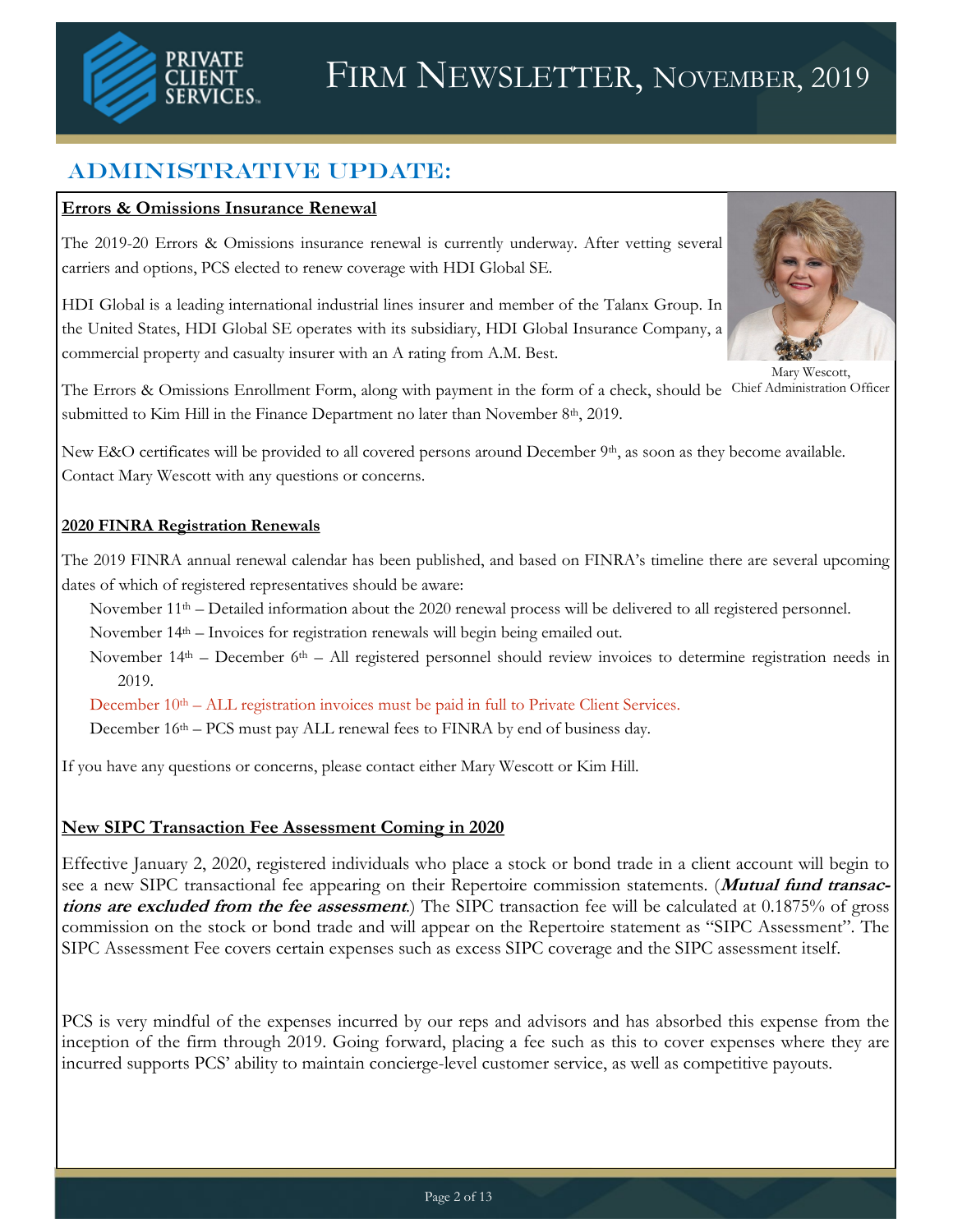# FIRM NEWSLETTER, NOVEMBER, 2019

## ADMINISTRATIVE UPDATE:

**Errors & Omissions Insurance Renewal**

The 2019-20 Errors & Omissions insurance renewal is currently underway. After vetting several carriers and options, PCS elected to renew coverage with HDI Global SE.

HDI Global is a leading international industrial lines insurer and member of the Talanx Group. In the United States, HDI Global SE operates with its subsidiary, HDI Global Insurance Company, a commercial property and casualty insurer with an A rating from A.M. Best.

Mary Wescott, Chief Administration Officer

The Errors & Omissions Enrollment Form, along with payment in the form of a check, should be submitted to Kim Hill in the Finance Department no later than November 8th, 2019.

New E&O certificates will be provided to all covered persons around December 9th, as soon as they become available. Contact Mary Wescott with any questions or concerns.

**2020 FINRA Registration Renewals**

The 2019 FINRA annual renewal calendar has been published, and based on FINRA's timeline there are several upcoming dates of which of registered representatives should be aware:

- November 11th – Detailed information about the 2020 renewal process will be delivered to all registered personnel.
- November 14th – Invoices for registration renewals will begin being emailed out.
- November 14th – December 6th – All registered personnel should review invoices to determine registration needs in 2019.
- December 10th – ALL registration invoices must be paid in full to Private Client Services.
- December 16th – PCS must pay ALL renewal fees to FINRA by end of business day.

If you have any questions or concerns, please contact either Mary Wescott or Kim Hill.

**New SIPC Transaction Fee Assessment Coming in 2020**

Effective January 2, 2020, registered individuals who place a stock or bond trade in a client account will begin to see a new SIPC transactional fee appearing on their Repertoire commission statements. (***Mutual fund transactions are excluded from the fee assessment***.) The SIPC transaction fee will be calculated at 0.1875% of gross commission on the stock or bond trade and will appear on the Repertoire statement as "SIPC Assessment". The SIPC Assessment Fee covers certain expenses such as excess SIPC coverage and the SIPC assessment itself.

PCS is very mindful of the expenses incurred by our reps and advisors and has absorbed this expense from the inception of the firm through 2019. Going forward, placing a fee such as this to cover expenses where they are incurred supports PCS' ability to maintain concierge-level customer service, as well as competitive payouts.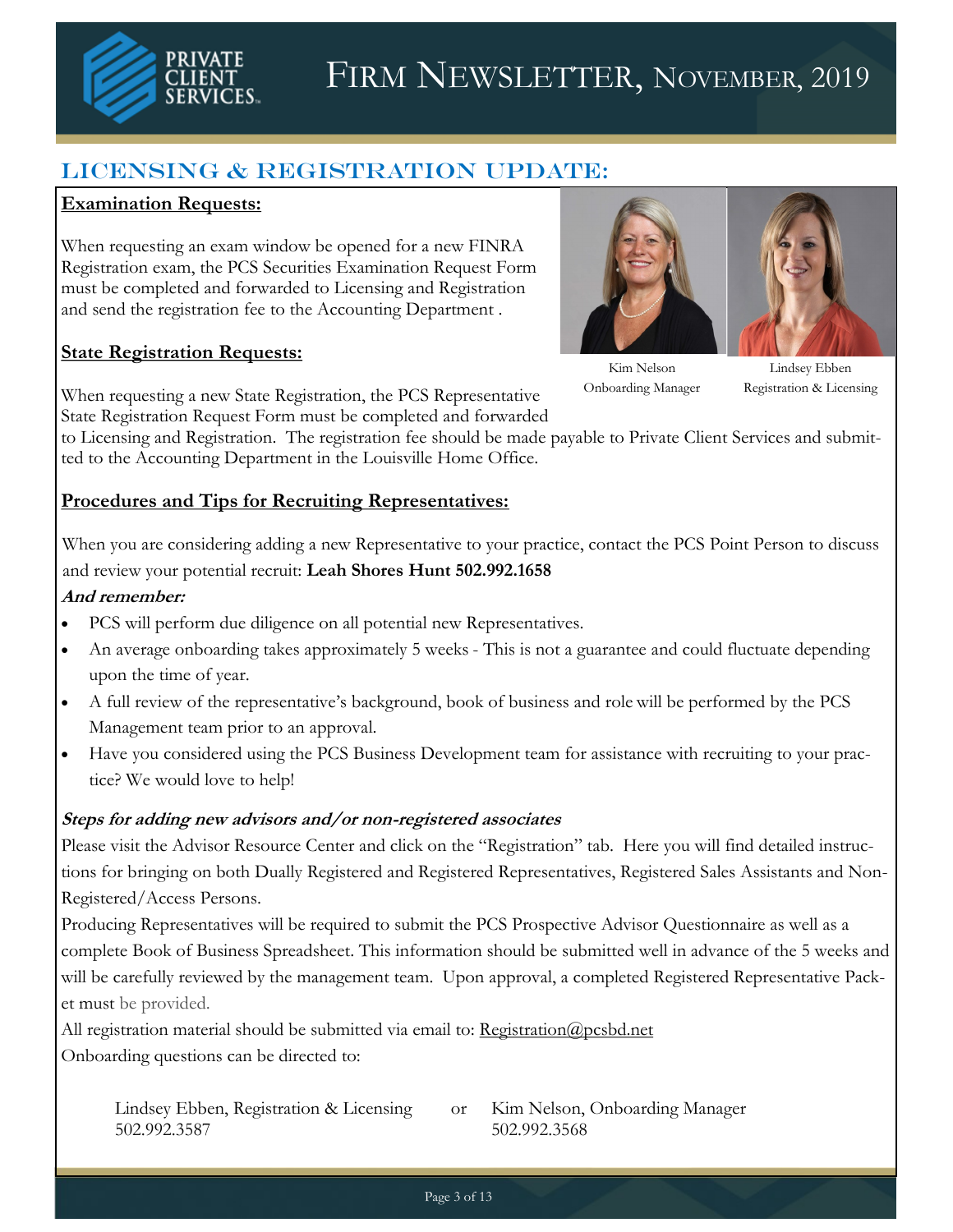# Firm Newsletter, November, 2019

## Licensing & Registration Update:

### Examination Requests:

When requesting an exam window be opened for a new FINRA Registration exam, the PCS Securities Examination Request Form must be completed and forwarded to Licensing and Registration and send the registration fee to the Accounting Department .

Kim Nelson
Onboarding Manager

Lindsey Ebben
Registration & Licensing

### State Registration Requests:

When requesting a new State Registration, the PCS Representative State Registration Request Form must be completed and forwarded to Licensing and Registration. The registration fee should be made payable to Private Client Services and submitted to the Accounting Department in the Louisville Home Office.

### Procedures and Tips for Recruiting Representatives:

When you are considering adding a new Representative to your practice, contact the PCS Point Person to discuss and review your potential recruit: **Leah Shores Hunt 502.992.1658**

***And remember:***

- PCS will perform due diligence on all potential new Representatives.
- An average onboarding takes approximately 5 weeks - This is not a guarantee and could fluctuate depending upon the time of year.
- A full review of the representative's background, book of business and role will be performed by the PCS Management team prior to an approval.
- Have you considered using the PCS Business Development team for assistance with recruiting to your practice? We would love to help!

***Steps for adding new advisors and/or non-registered associates***

Please visit the Advisor Resource Center and click on the "Registration" tab. Here you will find detailed instructions for bringing on both Dually Registered and Registered Representatives, Registered Sales Assistants and Non-Registered/Access Persons.

Producing Representatives will be required to submit the PCS Prospective Advisor Questionnaire as well as a complete Book of Business Spreadsheet. This information should be submitted well in advance of the 5 weeks and will be carefully reviewed by the management team. Upon approval, a completed Registered Representative Packet must be provided.

All registration material should be submitted via email to: Registration@pcsbd.net

Onboarding questions can be directed to:

Lindsey Ebben, Registration & Licensing
502.992.3587

or

Kim Nelson, Onboarding Manager
502.992.3568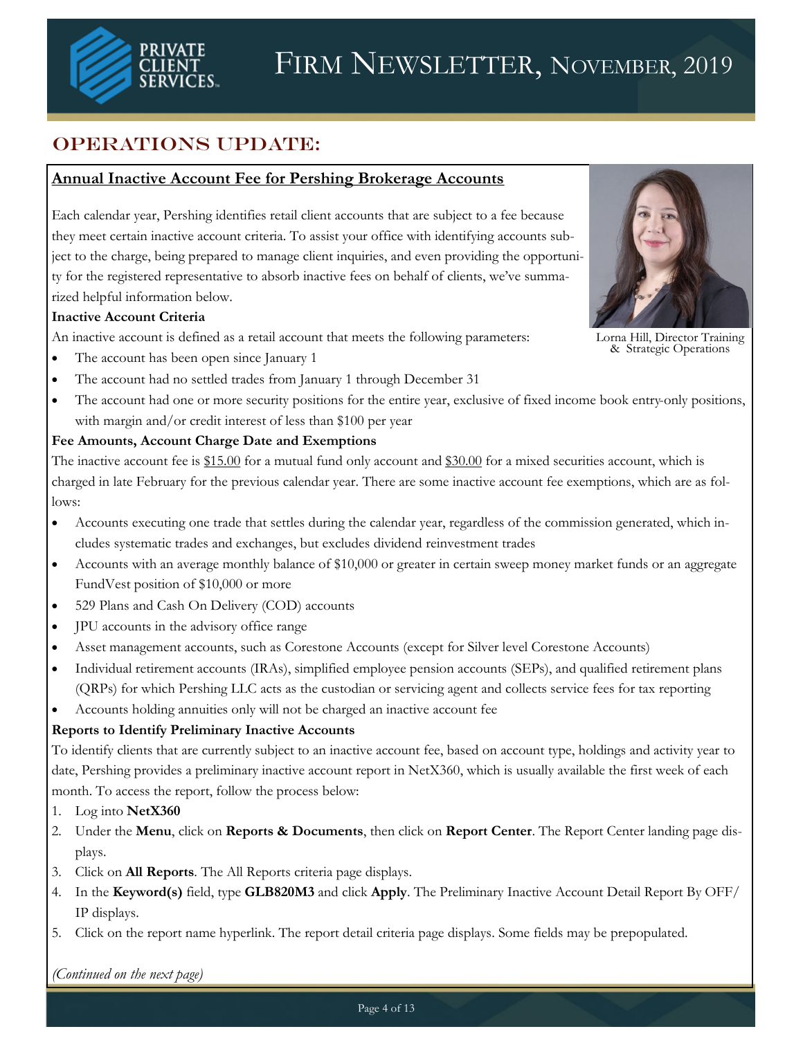# Firm Newsletter, November, 2019

## OPERATIONS UPDATE:

### Annual Inactive Account Fee for Pershing Brokerage Accounts

Each calendar year, Pershing identifies retail client accounts that are subject to a fee because they meet certain inactive account criteria. To assist your office with identifying accounts subject to the charge, being prepared to manage client inquiries, and even providing the opportunity for the registered representative to absorb inactive fees on behalf of clients, we've summarized helpful information below.

Lorna Hill, Director Training & Strategic Operations

**Inactive Account Criteria**

An inactive account is defined as a retail account that meets the following parameters:

- The account has been open since January 1
- The account had no settled trades from January 1 through December 31
- The account had one or more security positions for the entire year, exclusive of fixed income book entry-only positions, with margin and/or credit interest of less than $100 per year

**Fee Amounts, Account Charge Date and Exemptions**

The inactive account fee is $15.00 for a mutual fund only account and $30.00 for a mixed securities account, which is charged in late February for the previous calendar year. There are some inactive account fee exemptions, which are as follows:

- Accounts executing one trade that settles during the calendar year, regardless of the commission generated, which includes systematic trades and exchanges, but excludes dividend reinvestment trades
- Accounts with an average monthly balance of $10,000 or greater in certain sweep money market funds or an aggregate FundVest position of $10,000 or more
- 529 Plans and Cash On Delivery (COD) accounts
- JPU accounts in the advisory office range
- Asset management accounts, such as Corestone Accounts (except for Silver level Corestone Accounts)
- Individual retirement accounts (IRAs), simplified employee pension accounts (SEPs), and qualified retirement plans (QRPs) for which Pershing LLC acts as the custodian or servicing agent and collects service fees for tax reporting
- Accounts holding annuities only will not be charged an inactive account fee

**Reports to Identify Preliminary Inactive Accounts**

To identify clients that are currently subject to an inactive account fee, based on account type, holdings and activity year to date, Pershing provides a preliminary inactive account report in NetX360, which is usually available the first week of each month. To access the report, follow the process below:

1. Log into **NetX360**
2. Under the **Menu**, click on **Reports & Documents**, then click on **Report Center**. The Report Center landing page displays.
3. Click on **All Reports**. The All Reports criteria page displays.
4. In the **Keyword(s)** field, type **GLB820M3** and click **Apply**. The Preliminary Inactive Account Detail Report By OFF/IP displays.
5. Click on the report name hyperlink. The report detail criteria page displays. Some fields may be prepopulated.

*(Continued on the next page)*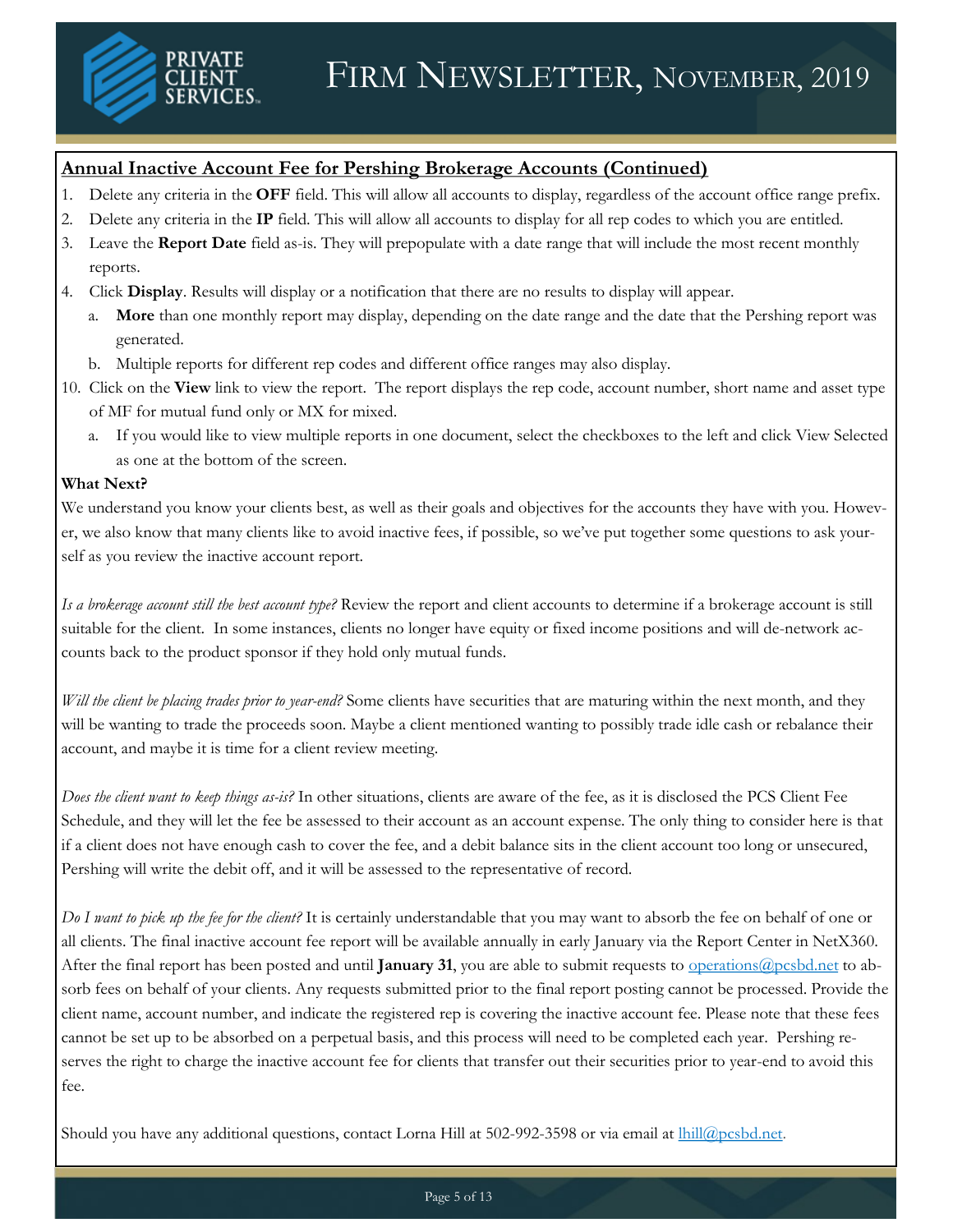## Annual Inactive Account Fee for Pershing Brokerage Accounts (Continued)

1. Delete any criteria in the **OFF** field. This will allow all accounts to display, regardless of the account office range prefix.
2. Delete any criteria in the **IP** field. This will allow all accounts to display for all rep codes to which you are entitled.
3. Leave the **Report Date** field as-is. They will prepopulate with a date range that will include the most recent monthly reports.
4. Click **Display**. Results will display or a notification that there are no results to display will appear.
   a. **More** than one monthly report may display, depending on the date range and the date that the Pershing report was generated.
   b. Multiple reports for different rep codes and different office ranges may also display.

10. Click on the **View** link to view the report. The report displays the rep code, account number, short name and asset type of MF for mutual fund only or MX for mixed.
    a. If you would like to view multiple reports in one document, select the checkboxes to the left and click View Selected as one at the bottom of the screen.

**What Next?**

We understand you know your clients best, as well as their goals and objectives for the accounts they have with you. However, we also know that many clients like to avoid inactive fees, if possible, so we've put together some questions to ask yourself as you review the inactive account report.

*Is a brokerage account still the best account type?* Review the report and client accounts to determine if a brokerage account is still suitable for the client. In some instances, clients no longer have equity or fixed income positions and will de-network accounts back to the product sponsor if they hold only mutual funds.

*Will the client be placing trades prior to year-end?* Some clients have securities that are maturing within the next month, and they will be wanting to trade the proceeds soon. Maybe a client mentioned wanting to possibly trade idle cash or rebalance their account, and maybe it is time for a client review meeting.

*Does the client want to keep things as-is?* In other situations, clients are aware of the fee, as it is disclosed the PCS Client Fee Schedule, and they will let the fee be assessed to their account as an account expense. The only thing to consider here is that if a client does not have enough cash to cover the fee, and a debit balance sits in the client account too long or unsecured, Pershing will write the debit off, and it will be assessed to the representative of record.

*Do I want to pick up the fee for the client?* It is certainly understandable that you may want to absorb the fee on behalf of one or all clients. The final inactive account fee report will be available annually in early January via the Report Center in NetX360. After the final report has been posted and until **January 31**, you are able to submit requests to operations@pcsbd.net to absorb fees on behalf of your clients. Any requests submitted prior to the final report posting cannot be processed. Provide the client name, account number, and indicate the registered rep is covering the inactive account fee. Please note that these fees cannot be set up to be absorbed on a perpetual basis, and this process will need to be completed each year. Pershing reserves the right to charge the inactive account fee for clients that transfer out their securities prior to year-end to avoid this fee.

Should you have any additional questions, contact Lorna Hill at 502-992-3598 or via email at lhill@pcsbd.net.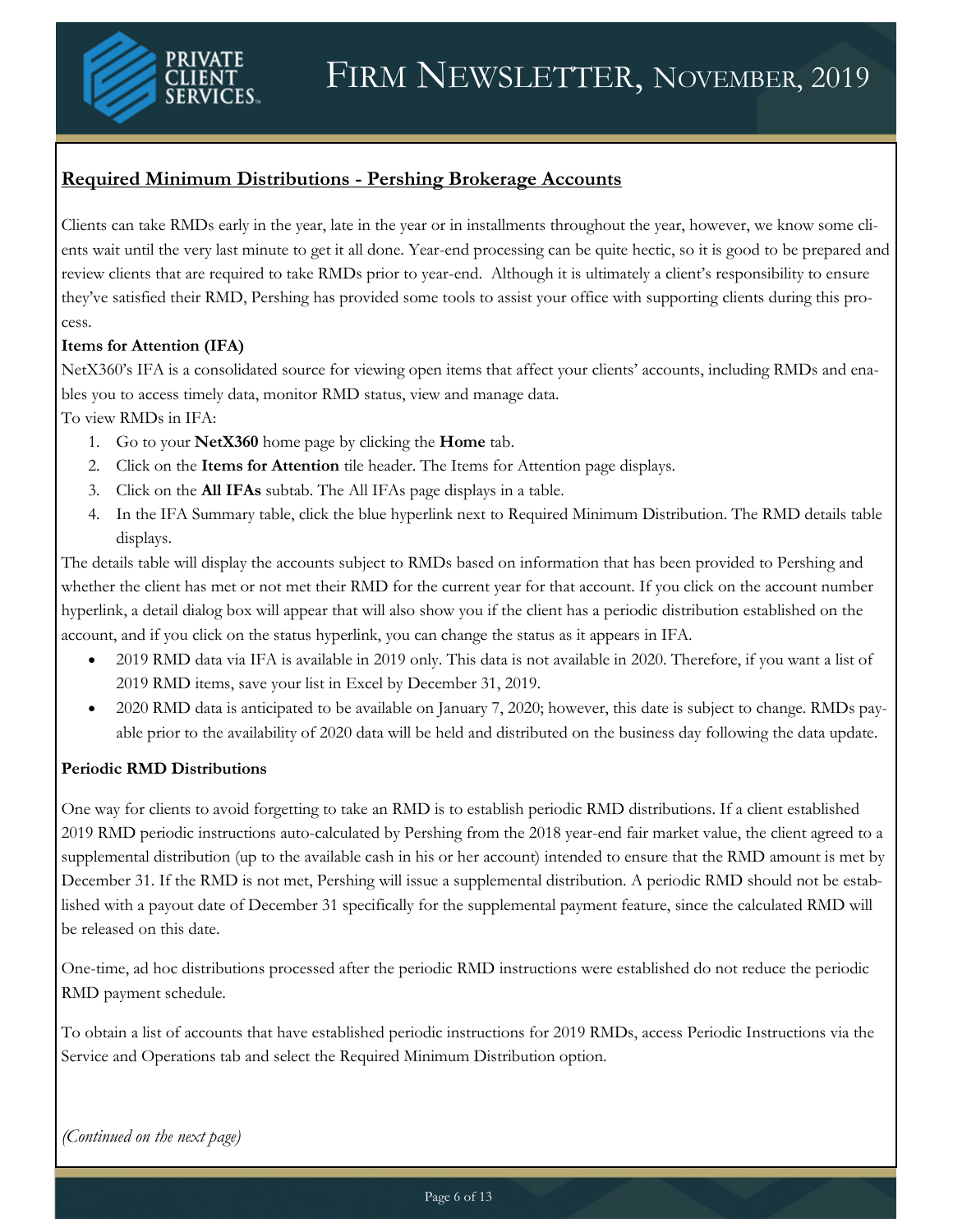## Required Minimum Distributions - Pershing Brokerage Accounts

Clients can take RMDs early in the year, late in the year or in installments throughout the year, however, we know some clients wait until the very last minute to get it all done. Year-end processing can be quite hectic, so it is good to be prepared and review clients that are required to take RMDs prior to year-end. Although it is ultimately a client's responsibility to ensure they've satisfied their RMD, Pershing has provided some tools to assist your office with supporting clients during this process.

**Items for Attention (IFA)**

NetX360's IFA is a consolidated source for viewing open items that affect your clients' accounts, including RMDs and enables you to access timely data, monitor RMD status, view and manage data.

To view RMDs in IFA:

1. Go to your **NetX360** home page by clicking the **Home** tab.
2. Click on the **Items for Attention** tile header. The Items for Attention page displays.
3. Click on the **All IFAs** subtab. The All IFAs page displays in a table.
4. In the IFA Summary table, click the blue hyperlink next to Required Minimum Distribution. The RMD details table displays.

The details table will display the accounts subject to RMDs based on information that has been provided to Pershing and whether the client has met or not met their RMD for the current year for that account. If you click on the account number hyperlink, a detail dialog box will appear that will also show you if the client has a periodic distribution established on the account, and if you click on the status hyperlink, you can change the status as it appears in IFA.

- 2019 RMD data via IFA is available in 2019 only. This data is not available in 2020. Therefore, if you want a list of 2019 RMD items, save your list in Excel by December 31, 2019.
- 2020 RMD data is anticipated to be available on January 7, 2020; however, this date is subject to change. RMDs payable prior to the availability of 2020 data will be held and distributed on the business day following the data update.

**Periodic RMD Distributions**

One way for clients to avoid forgetting to take an RMD is to establish periodic RMD distributions. If a client established 2019 RMD periodic instructions auto-calculated by Pershing from the 2018 year-end fair market value, the client agreed to a supplemental distribution (up to the available cash in his or her account) intended to ensure that the RMD amount is met by December 31. If the RMD is not met, Pershing will issue a supplemental distribution. A periodic RMD should not be established with a payout date of December 31 specifically for the supplemental payment feature, since the calculated RMD will be released on this date.

One-time, ad hoc distributions processed after the periodic RMD instructions were established do not reduce the periodic RMD payment schedule.

To obtain a list of accounts that have established periodic instructions for 2019 RMDs, access Periodic Instructions via the Service and Operations tab and select the Required Minimum Distribution option.

*(Continued on the next page)*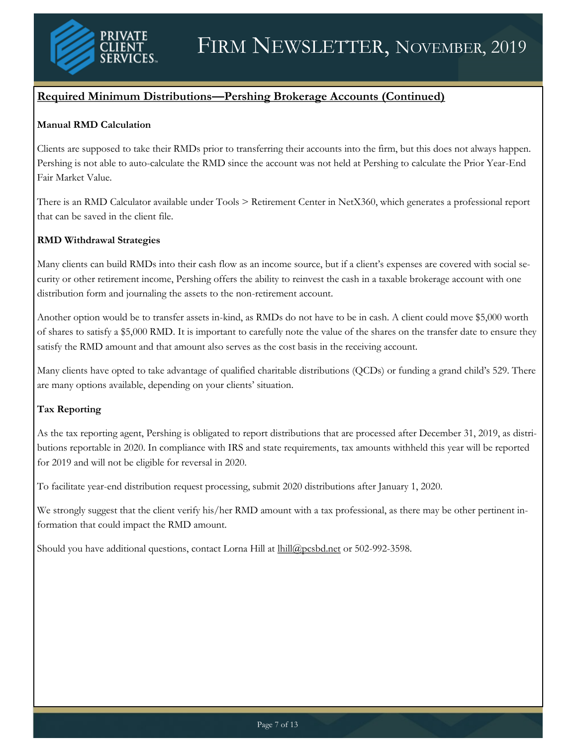## Required Minimum Distributions—Pershing Brokerage Accounts (Continued)

### Manual RMD Calculation

Clients are supposed to take their RMDs prior to transferring their accounts into the firm, but this does not always happen. Pershing is not able to auto-calculate the RMD since the account was not held at Pershing to calculate the Prior Year-End Fair Market Value.

There is an RMD Calculator available under Tools > Retirement Center in NetX360, which generates a professional report that can be saved in the client file.

### RMD Withdrawal Strategies

Many clients can build RMDs into their cash flow as an income source, but if a client's expenses are covered with social security or other retirement income, Pershing offers the ability to reinvest the cash in a taxable brokerage account with one distribution form and journaling the assets to the non-retirement account.

Another option would be to transfer assets in-kind, as RMDs do not have to be in cash. A client could move $5,000 worth of shares to satisfy a $5,000 RMD. It is important to carefully note the value of the shares on the transfer date to ensure they satisfy the RMD amount and that amount also serves as the cost basis in the receiving account.

Many clients have opted to take advantage of qualified charitable distributions (QCDs) or funding a grand child's 529. There are many options available, depending on your clients' situation.

### Tax Reporting

As the tax reporting agent, Pershing is obligated to report distributions that are processed after December 31, 2019, as distributions reportable in 2020. In compliance with IRS and state requirements, tax amounts withheld this year will be reported for 2019 and will not be eligible for reversal in 2020.

To facilitate year-end distribution request processing, submit 2020 distributions after January 1, 2020.

We strongly suggest that the client verify his/her RMD amount with a tax professional, as there may be other pertinent information that could impact the RMD amount.

Should you have additional questions, contact Lorna Hill at lhill@pcsbd.net or 502-992-3598.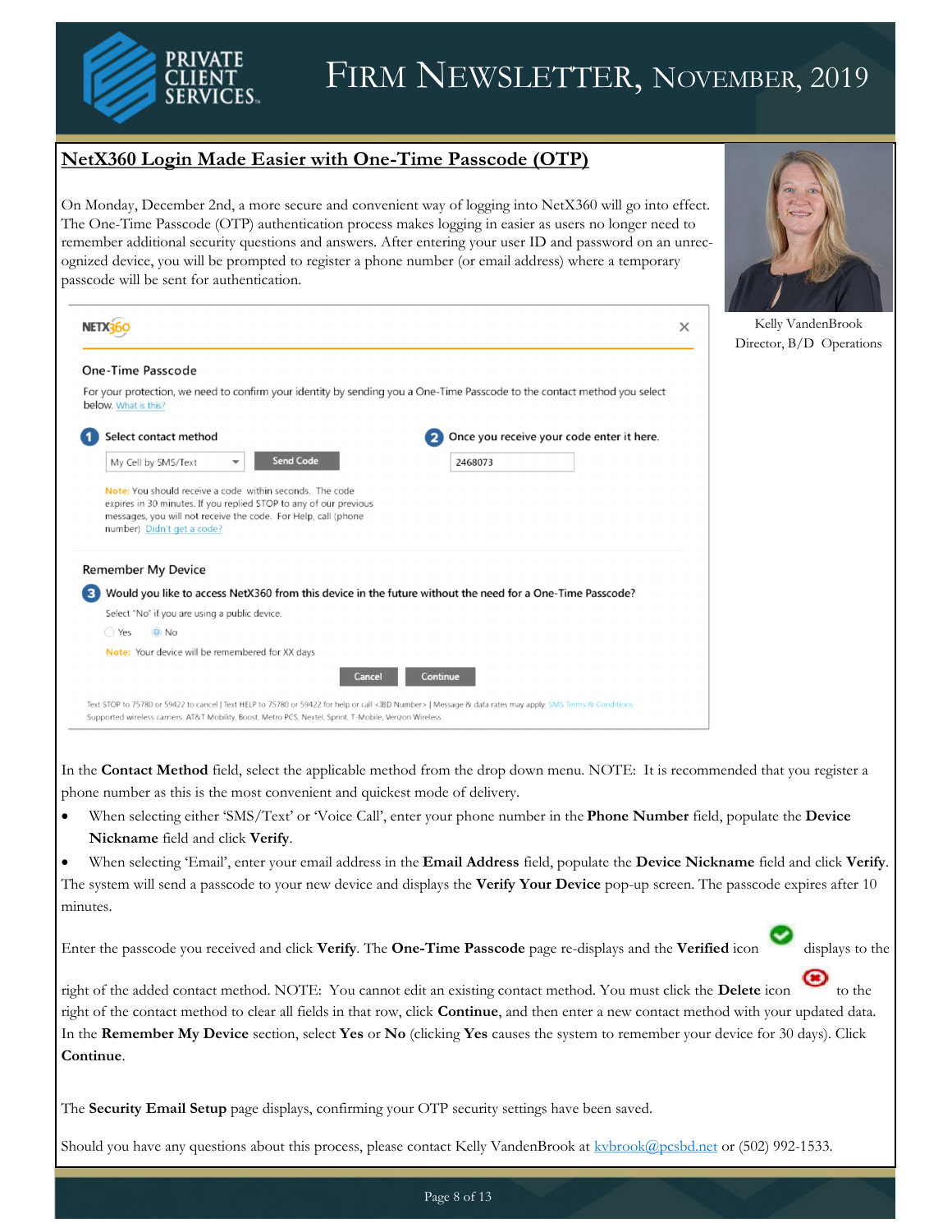# NetX360 Login Made Easier with One-Time Passcode (OTP)

On Monday, December 2nd, a more secure and convenient way of logging into NetX360 will go into effect. The One-Time Passcode (OTP) authentication process makes logging in easier as users no longer need to remember additional security questions and answers. After entering your user ID and password on an unrecognized device, you will be prompted to register a phone number (or email address) where a temporary passcode will be sent for authentication.

Kelly VandenBrook
Director, B/D Operations

NETX360

One-Time Passcode

For your protection, we need to confirm your identity by sending you a One-Time Passcode to the contact method you select below. What is this?

1 Select contact method

My Cell by SMS/Text — Send Code

Note: You should receive a code within seconds. The code expires in 30 minutes. If you replied STOP to any of our previous messages, you will not receive the code. For Help, call (phone number) Didn't get a code?

2 Once you receive your code enter it here.

2468073

Remember My Device

3 Would you like to access NetX360 from this device in the future without the need for a One-Time Passcode?

Select "No" if you are using a public device.

Yes No

Note: Your device will be remembered for XX days

Cancel Continue

Text STOP to 75780 or 59422 to cancel | Text HELP to 75780 or 59422 for help or call <IBD Number> | Message & data rates may apply. SMS Terms & Conditions
Supported wireless carriers: AT&T Mobility, Boost, Metro PCS, Nextel, Sprint, T-Mobile, Verizon Wireless

In the **Contact Method** field, select the applicable method from the drop down menu. NOTE: It is recommended that you register a phone number as this is the most convenient and quickest mode of delivery.

- When selecting either 'SMS/Text' or 'Voice Call', enter your phone number in the **Phone Number** field, populate the **Device Nickname** field and click **Verify**.
- When selecting 'Email', enter your email address in the **Email Address** field, populate the **Device Nickname** field and click **Verify**.

The system will send a passcode to your new device and displays the **Verify Your Device** pop-up screen. The passcode expires after 10 minutes.

Enter the passcode you received and click **Verify**. The **One-Time Passcode** page re-displays and the **Verified** icon displays to the right of the added contact method. NOTE: You cannot edit an existing contact method. You must click the **Delete** icon to the right of the contact method to clear all fields in that row, click **Continue**, and then enter a new contact method with your updated data. In the **Remember My Device** section, select **Yes** or **No** (clicking **Yes** causes the system to remember your device for 30 days). Click **Continue**.

The **Security Email Setup** page displays, confirming your OTP security settings have been saved.

Should you have any questions about this process, please contact Kelly VandenBrook at kvbrook@pcsbd.net or (502) 992-1533.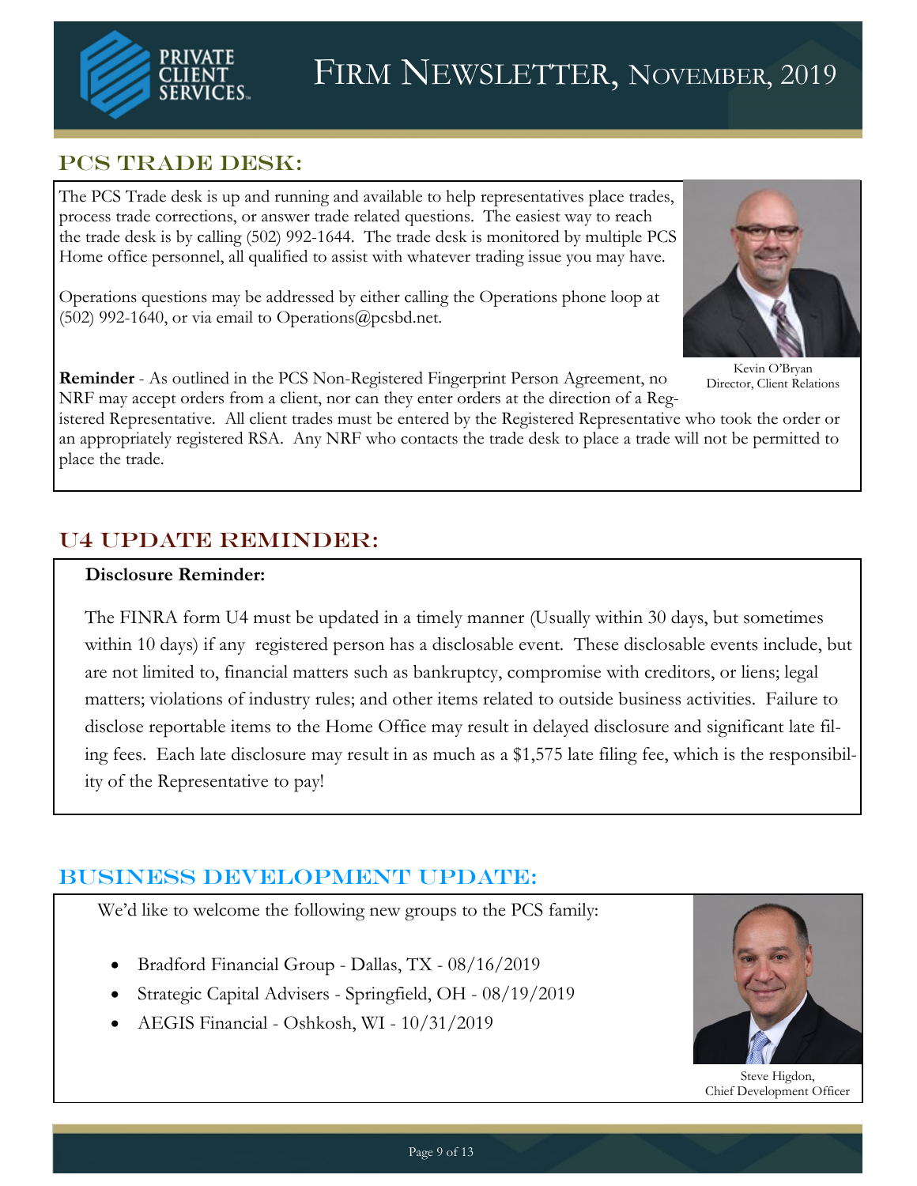# Firm Newsletter, November, 2019

## PCS Trade Desk:

The PCS Trade desk is up and running and available to help representatives place trades, process trade corrections, or answer trade related questions. The easiest way to reach the trade desk is by calling (502) 992-1644. The trade desk is monitored by multiple PCS Home office personnel, all qualified to assist with whatever trading issue you may have.

Operations questions may be addressed by either calling the Operations phone loop at (502) 992-1640, or via email to Operations@pcsbd.net.

Kevin O'Bryan
Director, Client Relations

**Reminder** - As outlined in the PCS Non-Registered Fingerprint Person Agreement, no NRF may accept orders from a client, nor can they enter orders at the direction of a Registered Representative. All client trades must be entered by the Registered Representative who took the order or an appropriately registered RSA. Any NRF who contacts the trade desk to place a trade will not be permitted to place the trade.

## U4 Update Reminder:

**Disclosure Reminder:**

The FINRA form U4 must be updated in a timely manner (Usually within 30 days, but sometimes within 10 days) if any registered person has a disclosable event. These disclosable events include, but are not limited to, financial matters such as bankruptcy, compromise with creditors, or liens; legal matters; violations of industry rules; and other items related to outside business activities. Failure to disclose reportable items to the Home Office may result in delayed disclosure and significant late filing fees. Each late disclosure may result in as much as a $1,575 late filing fee, which is the responsibility of the Representative to pay!

## Business Development Update:

We'd like to welcome the following new groups to the PCS family:

- Bradford Financial Group - Dallas, TX - 08/16/2019
- Strategic Capital Advisers - Springfield, OH - 08/19/2019
- AEGIS Financial - Oshkosh, WI - 10/31/2019

Steve Higdon,
Chief Development Officer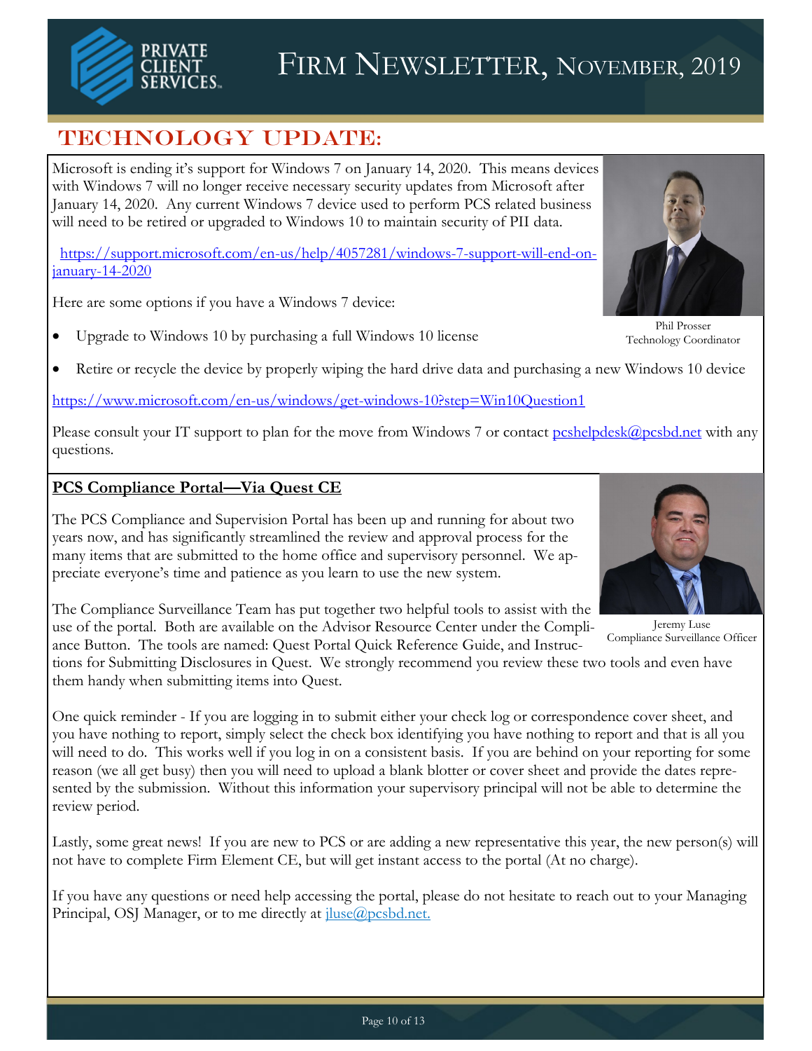# Firm Newsletter, November, 2019

## TECHNOLOGY UPDATE:

Microsoft is ending it's support for Windows 7 on January 14, 2020. This means devices with Windows 7 will no longer receive necessary security updates from Microsoft after January 14, 2020. Any current Windows 7 device used to perform PCS related business will need to be retired or upgraded to Windows 10 to maintain security of PII data.

https://support.microsoft.com/en-us/help/4057281/windows-7-support-will-end-on-january-14-2020

Here are some options if you have a Windows 7 device:

- Upgrade to Windows 10 by purchasing a full Windows 10 license
- Retire or recycle the device by properly wiping the hard drive data and purchasing a new Windows 10 device

Phil Prosser
Technology Coordinator

https://www.microsoft.com/en-us/windows/get-windows-10?step=Win10Question1

Please consult your IT support to plan for the move from Windows 7 or contact pcshelpdesk@pcsbd.net with any questions.

### PCS Compliance Portal—Via Quest CE

The PCS Compliance and Supervision Portal has been up and running for about two years now, and has significantly streamlined the review and approval process for the many items that are submitted to the home office and supervisory personnel. We appreciate everyone's time and patience as you learn to use the new system.

The Compliance Surveillance Team has put together two helpful tools to assist with the use of the portal. Both are available on the Advisor Resource Center under the Compliance Button. The tools are named: Quest Portal Quick Reference Guide, and Instructions for Submitting Disclosures in Quest. We strongly recommend you review these two tools and even have them handy when submitting items into Quest.

Jeremy Luse
Compliance Surveillance Officer

One quick reminder - If you are logging in to submit either your check log or correspondence cover sheet, and you have nothing to report, simply select the check box identifying you have nothing to report and that is all you will need to do. This works well if you log in on a consistent basis. If you are behind on your reporting for some reason (we all get busy) then you will need to upload a blank blotter or cover sheet and provide the dates represented by the submission. Without this information your supervisory principal will not be able to determine the review period.

Lastly, some great news! If you are new to PCS or are adding a new representative this year, the new person(s) will not have to complete Firm Element CE, but will get instant access to the portal (At no charge).

If you have any questions or need help accessing the portal, please do not hesitate to reach out to your Managing Principal, OSJ Manager, or to me directly at jluse@pcsbd.net.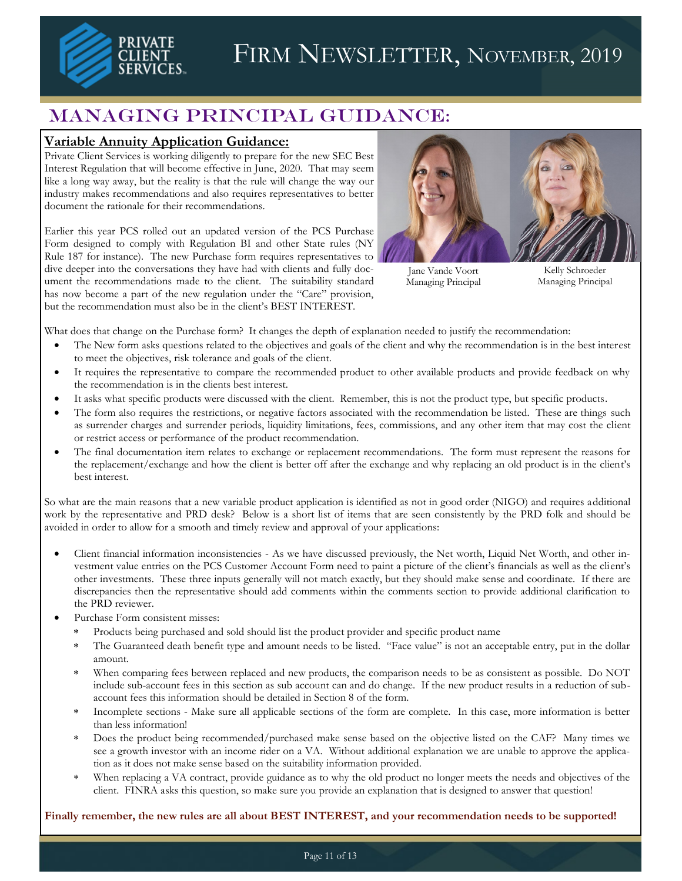# Firm Newsletter, November, 2019

## MANAGING PRINCIPAL GUIDANCE:

### Variable Annuity Application Guidance:

Private Client Services is working diligently to prepare for the new SEC Best Interest Regulation that will become effective in June, 2020. That may seem like a long way away, but the reality is that the rule will change the way our industry makes recommendations and also requires representatives to better document the rationale for their recommendations.

Earlier this year PCS rolled out an updated version of the PCS Purchase Form designed to comply with Regulation BI and other State rules (NY Rule 187 for instance). The new Purchase form requires representatives to dive deeper into the conversations they have had with clients and fully document the recommendations made to the client. The suitability standard has now become a part of the new regulation under the "Care" provision, but the recommendation must also be in the client's BEST INTEREST.

Jane Vande Voort
Managing Principal

Kelly Schroeder
Managing Principal

What does that change on the Purchase form? It changes the depth of explanation needed to justify the recommendation:

- The New form asks questions related to the objectives and goals of the client and why the recommendation is in the best interest to meet the objectives, risk tolerance and goals of the client.
- It requires the representative to compare the recommended product to other available products and provide feedback on why the recommendation is in the clients best interest.
- It asks what specific products were discussed with the client. Remember, this is not the product type, but specific products.
- The form also requires the restrictions, or negative factors associated with the recommendation be listed. These are things such as surrender charges and surrender periods, liquidity limitations, fees, commissions, and any other item that may cost the client or restrict access or performance of the product recommendation.
- The final documentation item relates to exchange or replacement recommendations. The form must represent the reasons for the replacement/exchange and how the client is better off after the exchange and why replacing an old product is in the client's best interest.

So what are the main reasons that a new variable product application is identified as not in good order (NIGO) and requires additional work by the representative and PRD desk? Below is a short list of items that are seen consistently by the PRD folk and should be avoided in order to allow for a smooth and timely review and approval of your applications:

- Client financial information inconsistencies - As we have discussed previously, the Net worth, Liquid Net Worth, and other investment value entries on the PCS Customer Account Form need to paint a picture of the client's financials as well as the client's other investments. These three inputs generally will not match exactly, but they should make sense and coordinate. If there are discrepancies then the representative should add comments within the comments section to provide additional clarification to the PRD reviewer.
- Purchase Form consistent misses:
  - Products being purchased and sold should list the product provider and specific product name
  - The Guaranteed death benefit type and amount needs to be listed. "Face value" is not an acceptable entry, put in the dollar amount.
  - When comparing fees between replaced and new products, the comparison needs to be as consistent as possible. Do NOT include sub-account fees in this section as sub account can and do change. If the new product results in a reduction of sub-account fees this information should be detailed in Section 8 of the form.
  - Incomplete sections - Make sure all applicable sections of the form are complete. In this case, more information is better than less information!
  - Does the product being recommended/purchased make sense based on the objective listed on the CAF? Many times we see a growth investor with an income rider on a VA. Without additional explanation we are unable to approve the application as it does not make sense based on the suitability information provided.
  - When replacing a VA contract, provide guidance as to why the old product no longer meets the needs and objectives of the client. FINRA asks this question, so make sure you provide an explanation that is designed to answer that question!

**Finally remember, the new rules are all about BEST INTEREST, and your recommendation needs to be supported!**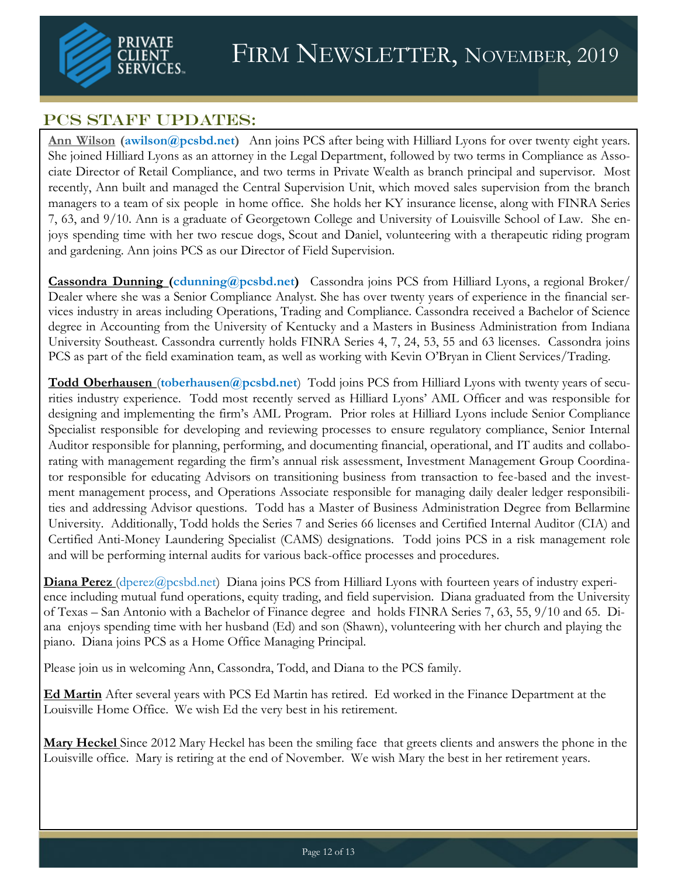# Firm Newsletter, November, 2019

## PCS Staff Updates:

**Ann Wilson (awilson@pcsbd.net)** Ann joins PCS after being with Hilliard Lyons for over twenty eight years. She joined Hilliard Lyons as an attorney in the Legal Department, followed by two terms in Compliance as Associate Director of Retail Compliance, and two terms in Private Wealth as branch principal and supervisor. Most recently, Ann built and managed the Central Supervision Unit, which moved sales supervision from the branch managers to a team of six people in home office. She holds her KY insurance license, along with FINRA Series 7, 63, and 9/10. Ann is a graduate of Georgetown College and University of Louisville School of Law. She enjoys spending time with her two rescue dogs, Scout and Daniel, volunteering with a therapeutic riding program and gardening. Ann joins PCS as our Director of Field Supervision.

**Cassondra Dunning (cdunning@pcsbd.net)** Cassondra joins PCS from Hilliard Lyons, a regional Broker/Dealer where she was a Senior Compliance Analyst. She has over twenty years of experience in the financial services industry in areas including Operations, Trading and Compliance. Cassondra received a Bachelor of Science degree in Accounting from the University of Kentucky and a Masters in Business Administration from Indiana University Southeast. Cassondra currently holds FINRA Series 4, 7, 24, 53, 55 and 63 licenses. Cassondra joins PCS as part of the field examination team, as well as working with Kevin O'Bryan in Client Services/Trading.

**Todd Oberhausen (toberhausen@pcsbd.net)** Todd joins PCS from Hilliard Lyons with twenty years of securities industry experience. Todd most recently served as Hilliard Lyons' AML Officer and was responsible for designing and implementing the firm's AML Program. Prior roles at Hilliard Lyons include Senior Compliance Specialist responsible for developing and reviewing processes to ensure regulatory compliance, Senior Internal Auditor responsible for planning, performing, and documenting financial, operational, and IT audits and collaborating with management regarding the firm's annual risk assessment, Investment Management Group Coordinator responsible for educating Advisors on transitioning business from transaction to fee-based and the investment management process, and Operations Associate responsible for managing daily dealer ledger responsibilities and addressing Advisor questions. Todd has a Master of Business Administration Degree from Bellarmine University. Additionally, Todd holds the Series 7 and Series 66 licenses and Certified Internal Auditor (CIA) and Certified Anti-Money Laundering Specialist (CAMS) designations. Todd joins PCS in a risk management role and will be performing internal audits for various back-office processes and procedures.

**Diana Perez** (dperez@pcsbd.net) Diana joins PCS from Hilliard Lyons with fourteen years of industry experience including mutual fund operations, equity trading, and field supervision. Diana graduated from the University of Texas – San Antonio with a Bachelor of Finance degree and holds FINRA Series 7, 63, 55, 9/10 and 65. Diana enjoys spending time with her husband (Ed) and son (Shawn), volunteering with her church and playing the piano. Diana joins PCS as a Home Office Managing Principal.

Please join us in welcoming Ann, Cassondra, Todd, and Diana to the PCS family.

**Ed Martin** After several years with PCS Ed Martin has retired. Ed worked in the Finance Department at the Louisville Home Office. We wish Ed the very best in his retirement.

**Mary Heckel** Since 2012 Mary Heckel has been the smiling face that greets clients and answers the phone in the Louisville office. Mary is retiring at the end of November. We wish Mary the best in her retirement years.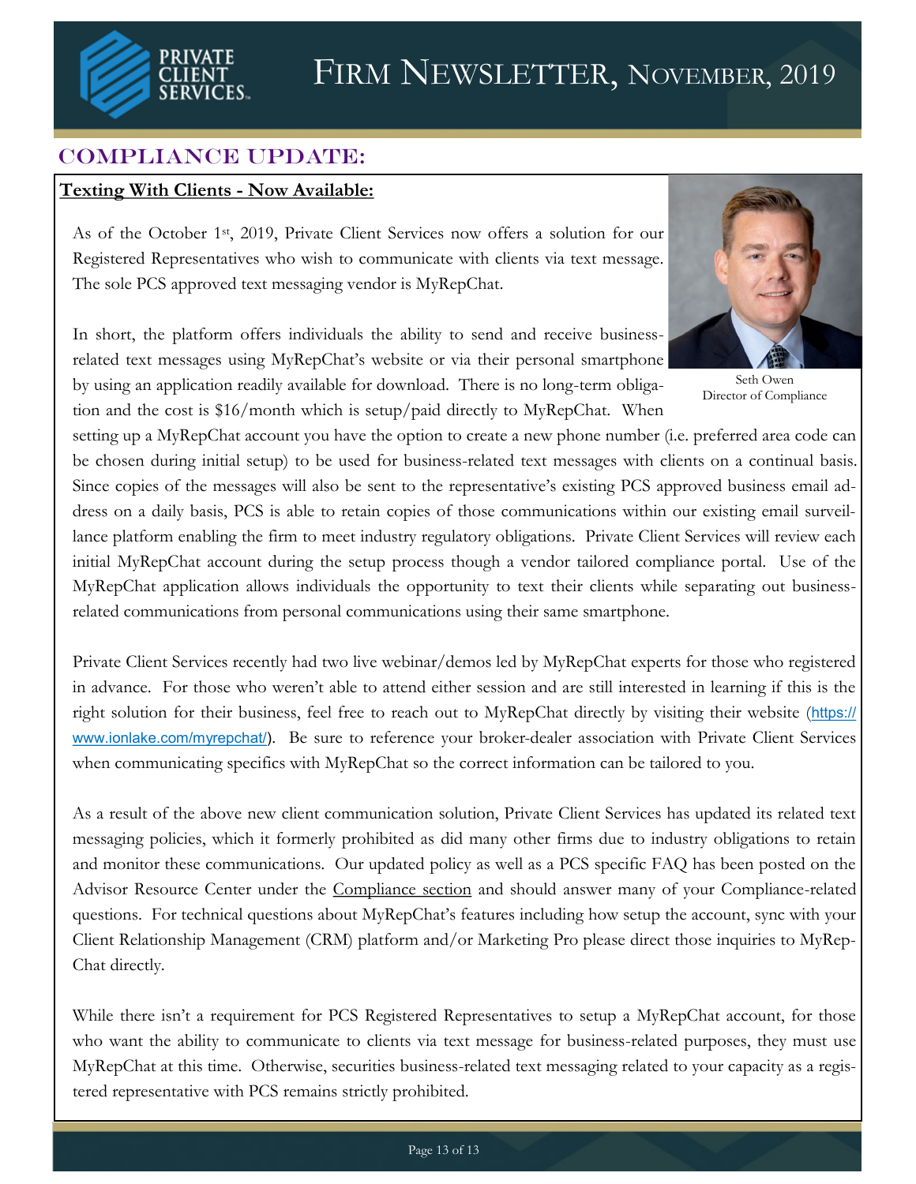# Firm Newsletter, November, 2019

## COMPLIANCE UPDATE:

**Texting With Clients - Now Available:**

As of the October 1st, 2019, Private Client Services now offers a solution for our Registered Representatives who wish to communicate with clients via text message. The sole PCS approved text messaging vendor is MyRepChat.

Seth Owen
Director of Compliance

In short, the platform offers individuals the ability to send and receive business-related text messages using MyRepChat's website or via their personal smartphone by using an application readily available for download. There is no long-term obligation and the cost is $16/month which is setup/paid directly to MyRepChat. When setting up a MyRepChat account you have the option to create a new phone number (i.e. preferred area code can be chosen during initial setup) to be used for business-related text messages with clients on a continual basis. Since copies of the messages will also be sent to the representative's existing PCS approved business email address on a daily basis, PCS is able to retain copies of those communications within our existing email surveillance platform enabling the firm to meet industry regulatory obligations. Private Client Services will review each initial MyRepChat account during the setup process though a vendor tailored compliance portal. Use of the MyRepChat application allows individuals the opportunity to text their clients while separating out business-related communications from personal communications using their same smartphone.

Private Client Services recently had two live webinar/demos led by MyRepChat experts for those who registered in advance. For those who weren't able to attend either session and are still interested in learning if this is the right solution for their business, feel free to reach out to MyRepChat directly by visiting their website (https://www.ionlake.com/myrepchat/). Be sure to reference your broker-dealer association with Private Client Services when communicating specifics with MyRepChat so the correct information can be tailored to you.

As a result of the above new client communication solution, Private Client Services has updated its related text messaging policies, which it formerly prohibited as did many other firms due to industry obligations to retain and monitor these communications. Our updated policy as well as a PCS specific FAQ has been posted on the Advisor Resource Center under the Compliance section and should answer many of your Compliance-related questions. For technical questions about MyRepChat's features including how setup the account, sync with your Client Relationship Management (CRM) platform and/or Marketing Pro please direct those inquiries to MyRepChat directly.

While there isn't a requirement for PCS Registered Representatives to setup a MyRepChat account, for those who want the ability to communicate to clients via text message for business-related purposes, they must use MyRepChat at this time. Otherwise, securities business-related text messaging related to your capacity as a registered representative with PCS remains strictly prohibited.